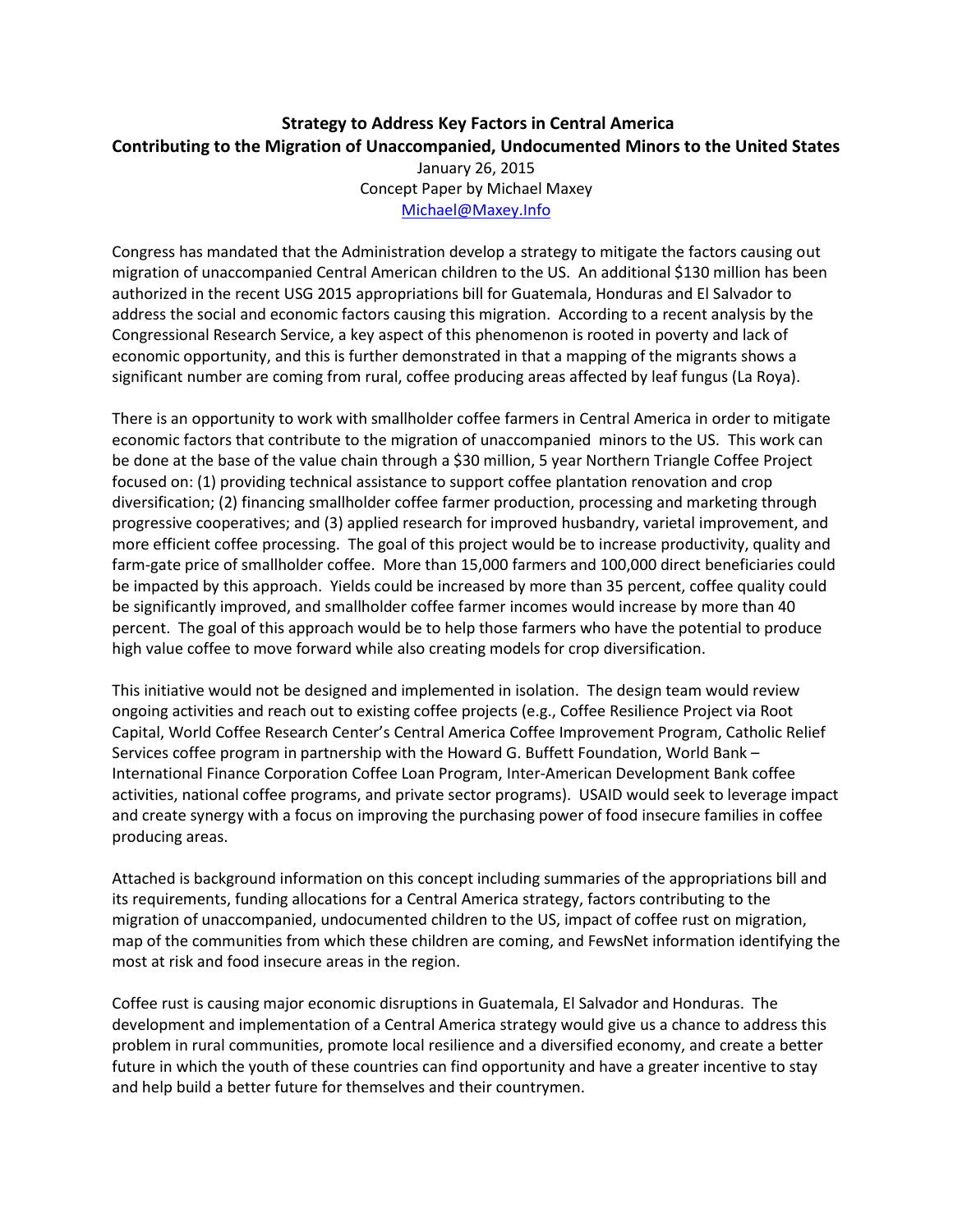**Strategy to Address Key Factors in Central America**
**Contributing to the Migration of Unaccompanied, Undocumented Minors to the United States**

January 26, 2015
Concept Paper by Michael Maxey
Michael@Maxey.Info

Congress has mandated that the Administration develop a strategy to mitigate the factors causing out migration of unaccompanied Central American children to the US. An additional $130 million has been authorized in the recent USG 2015 appropriations bill for Guatemala, Honduras and El Salvador to address the social and economic factors causing this migration. According to a recent analysis by the Congressional Research Service, a key aspect of this phenomenon is rooted in poverty and lack of economic opportunity, and this is further demonstrated in that a mapping of the migrants shows a significant number are coming from rural, coffee producing areas affected by leaf fungus (La Roya).

There is an opportunity to work with smallholder coffee farmers in Central America in order to mitigate economic factors that contribute to the migration of unaccompanied minors to the US. This work can be done at the base of the value chain through a $30 million, 5 year Northern Triangle Coffee Project focused on: (1) providing technical assistance to support coffee plantation renovation and crop diversification; (2) financing smallholder coffee farmer production, processing and marketing through progressive cooperatives; and (3) applied research for improved husbandry, varietal improvement, and more efficient coffee processing. The goal of this project would be to increase productivity, quality and farm-gate price of smallholder coffee. More than 15,000 farmers and 100,000 direct beneficiaries could be impacted by this approach. Yields could be increased by more than 35 percent, coffee quality could be significantly improved, and smallholder coffee farmer incomes would increase by more than 40 percent. The goal of this approach would be to help those farmers who have the potential to produce high value coffee to move forward while also creating models for crop diversification.

This initiative would not be designed and implemented in isolation. The design team would review ongoing activities and reach out to existing coffee projects (e.g., Coffee Resilience Project via Root Capital, World Coffee Research Center's Central America Coffee Improvement Program, Catholic Relief Services coffee program in partnership with the Howard G. Buffett Foundation, World Bank – International Finance Corporation Coffee Loan Program, Inter-American Development Bank coffee activities, national coffee programs, and private sector programs). USAID would seek to leverage impact and create synergy with a focus on improving the purchasing power of food insecure families in coffee producing areas.

Attached is background information on this concept including summaries of the appropriations bill and its requirements, funding allocations for a Central America strategy, factors contributing to the migration of unaccompanied, undocumented children to the US, impact of coffee rust on migration, map of the communities from which these children are coming, and FewsNet information identifying the most at risk and food insecure areas in the region.

Coffee rust is causing major economic disruptions in Guatemala, El Salvador and Honduras. The development and implementation of a Central America strategy would give us a chance to address this problem in rural communities, promote local resilience and a diversified economy, and create a better future in which the youth of these countries can find opportunity and have a greater incentive to stay and help build a better future for themselves and their countrymen.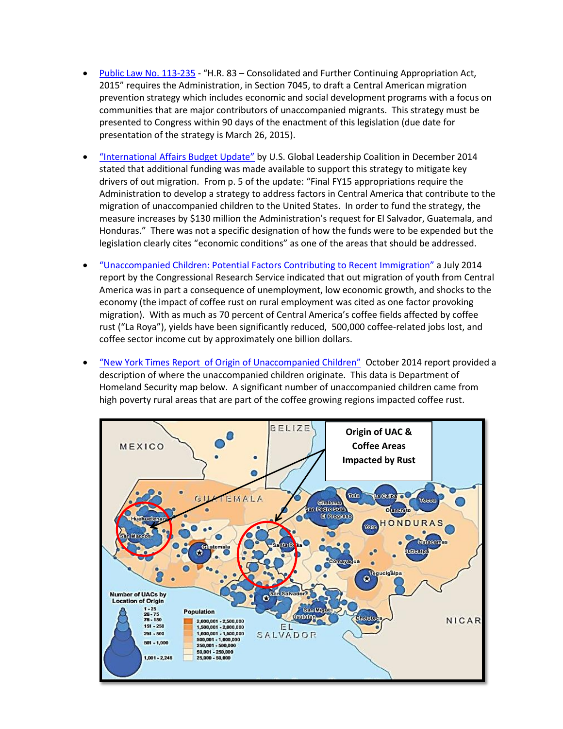- Public Law No. 113-235 - "H.R. 83 – Consolidated and Further Continuing Appropriation Act, 2015" requires the Administration, in Section 7045, to draft a Central American migration prevention strategy which includes economic and social development programs with a focus on communities that are major contributors of unaccompanied migrants. This strategy must be presented to Congress within 90 days of the enactment of this legislation (due date for presentation of the strategy is March 26, 2015).

- "International Affairs Budget Update" by U.S. Global Leadership Coalition in December 2014 stated that additional funding was made available to support this strategy to mitigate key drivers of out migration. From p. 5 of the update: "Final FY15 appropriations require the Administration to develop a strategy to address factors in Central America that contribute to the migration of unaccompanied children to the United States. In order to fund the strategy, the measure increases by $130 million the Administration's request for El Salvador, Guatemala, and Honduras." There was not a specific designation of how the funds were to be expended but the legislation clearly cites "economic conditions" as one of the areas that should be addressed.

- "Unaccompanied Children: Potential Factors Contributing to Recent Immigration" a July 2014 report by the Congressional Research Service indicated that out migration of youth from Central America was in part a consequence of unemployment, low economic growth, and shocks to the economy (the impact of coffee rust on rural employment was cited as one factor provoking migration). With as much as 70 percent of Central America's coffee fields affected by coffee rust ("La Roya"), yields have been significantly reduced, 500,000 coffee-related jobs lost, and coffee sector income cut by approximately one billion dollars.

- "New York Times Report of Origin of Unaccompanied Children" October 2014 report provided a description of where the unaccompanied children originate. This data is Department of Homeland Security map below. A significant number of unaccompanied children came from high poverty rural areas that are part of the coffee growing regions impacted coffee rust.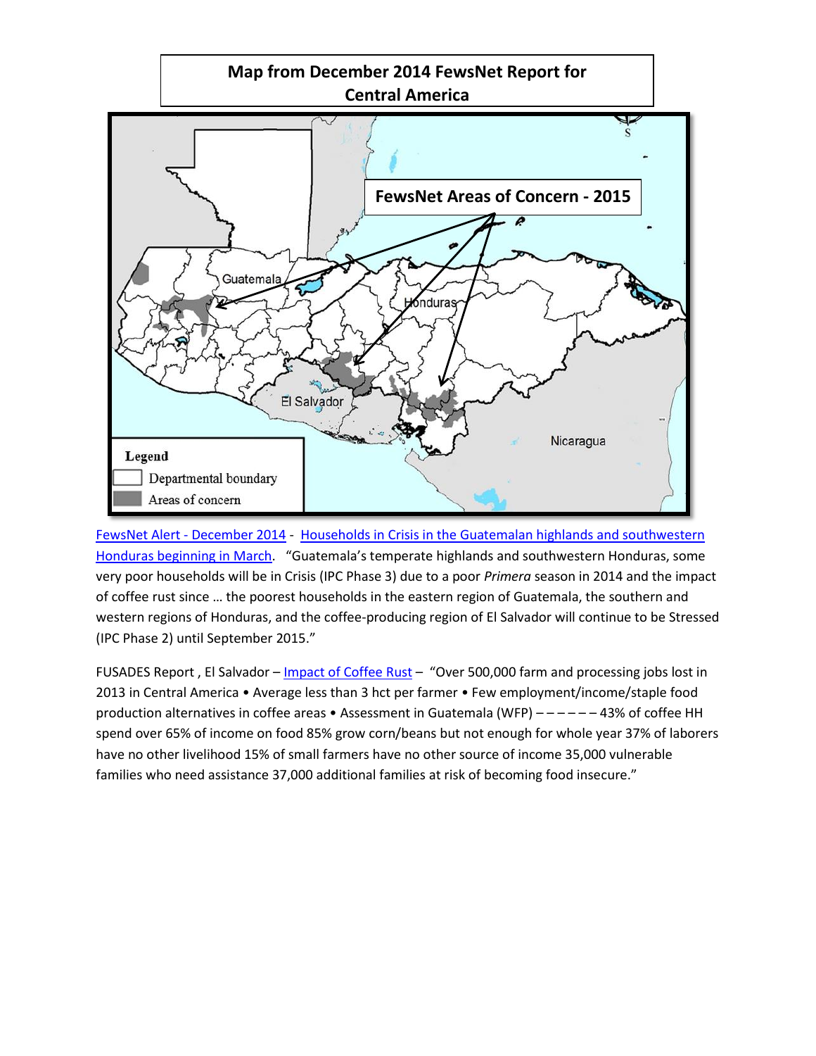**Map from December 2014 FewsNet Report for Central America**

FewsNet Alert - December 2014 - Households in Crisis in the Guatemalan highlands and southwestern Honduras beginning in March. "Guatemala's temperate highlands and southwestern Honduras, some very poor households will be in Crisis (IPC Phase 3) due to a poor *Primera* season in 2014 and the impact of coffee rust since … the poorest households in the eastern region of Guatemala, the southern and western regions of Honduras, and the coffee-producing region of El Salvador will continue to be Stressed (IPC Phase 2) until September 2015."

FUSADES Report , El Salvador – Impact of Coffee Rust – "Over 500,000 farm and processing jobs lost in 2013 in Central America • Average less than 3 hct per farmer • Few employment/income/staple food production alternatives in coffee areas • Assessment in Guatemala (WFP) – – – – – – 43% of coffee HH spend over 65% of income on food 85% grow corn/beans but not enough for whole year 37% of laborers have no other livelihood 15% of small farmers have no other source of income 35,000 vulnerable families who need assistance 37,000 additional families at risk of becoming food insecure."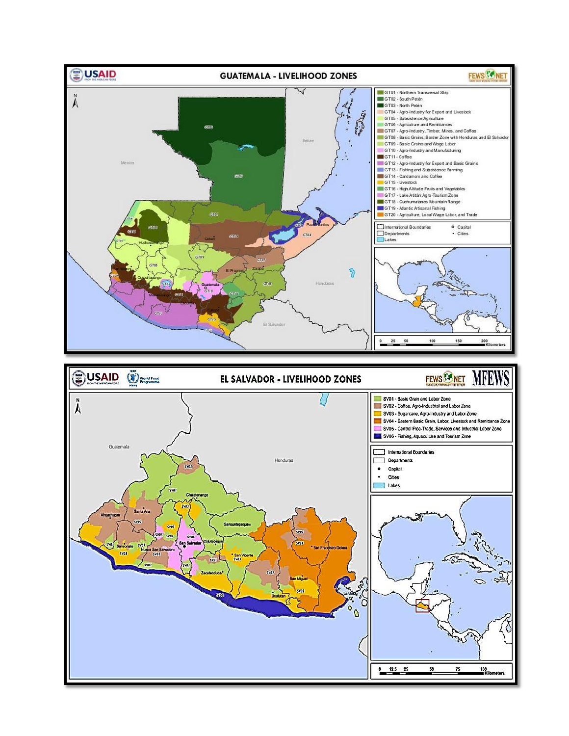## GUATEMALA - LIVELIHOOD ZONES

- GT01 - Northern Transversal Strip
- GT02 - South Petén
- GT03 - North Petén
- GT04 - Agro-Industry for Export and Livestock
- GT05 - Subsistence Agriculture
- GT06 - Agriculture and Remittances
- GT07 - Agro-Industry, Timber, Mines, and Coffee
- GT08 - Basic Grains, Border Zone with Honduras and El Salvador
- GT09 - Basic Grains and Wage Labor
- GT10 - Agro-Industry and Manufacturing
- GT11 - Coffee
- GT12 - Agro-Industry for Export and Basic Grains
- GT13 - Fishing and Subsistence Farming
- GT14 - Cardamom and Coffee
- GT15 - Livestock
- GT16 - High Altitude Fruits and Vegetables
- GT17 - Lake Atitlán Agro-Tourism Zone
- GT18 - Cuchumatanes Mountain Range
- GT19 - Atlantic Artisanal Fishing
- GT20 - Agriculture, Local Wage Labor, and Trade

## EL SALVADOR - LIVELIHOOD ZONES

- SV01 - Basic Grain and Labor Zone
- SV02 - Coffee, Agro-Industrial and Labor Zone
- SV03 - Sugarcane, Agro-Industry and Labor Zone
- SV04 - Eastern Basic Grain, Labor, Livestock and Remittance Zone
- SV05 - Central Free-Trade, Services and Industrial Labor Zone
- SV06 - Fishing, Aquaculture and Tourism Zone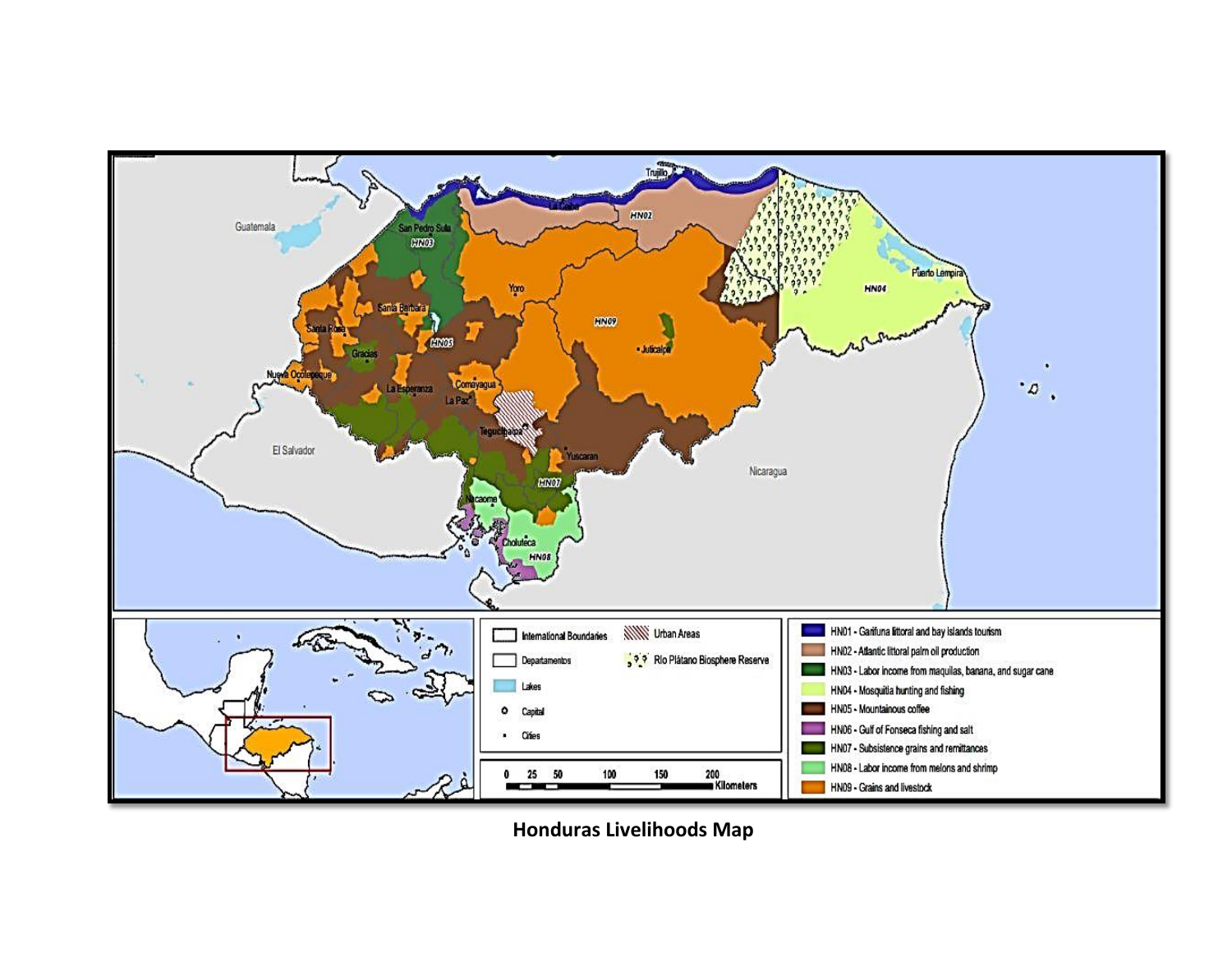International Boundaries
Departamentos
Lakes
Capital
Cities
Urban Areas
Río Plátano Biosphere Reserve

0 25 50 100 150 200 Kilometers

HN01 - Garifuna littoral and bay islands tourism
HN02 - Atlantic littoral palm oil production
HN03 - Labor income from maquilas, banana, and sugar cane
HN04 - Mosquitia hunting and fishing
HN05 - Mountainous coffee
HN06 - Gulf of Fonseca fishing and salt
HN07 - Subsistence grains and remittances
HN08 - Labor income from melons and shrimp
HN09 - Grains and livestock

**Honduras Livelihoods Map**